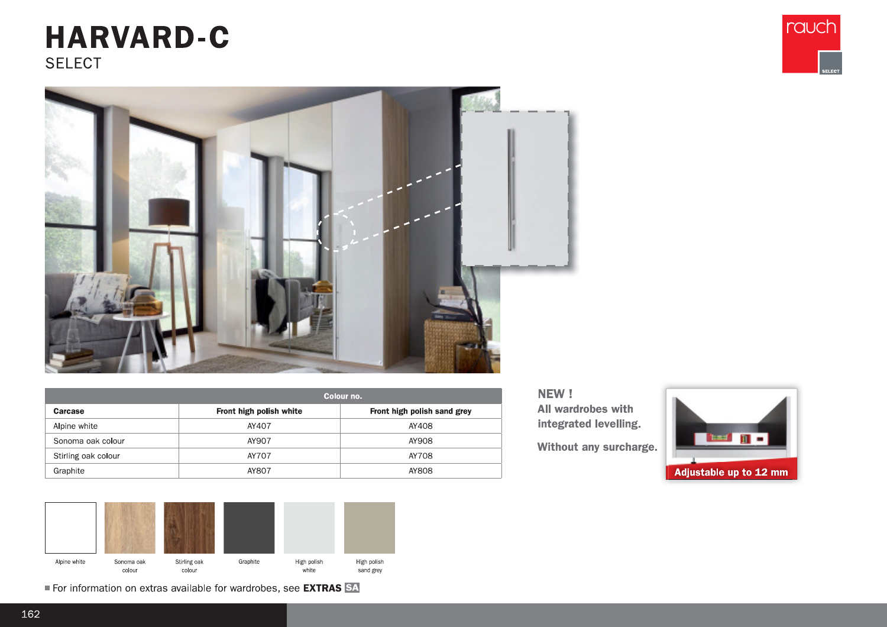# HARVARD-C

SELECT

| | Colour no. | |
|---|---|---|
| **Carcase** | **Front high polish white** | **Front high polish sand grey** |
| Alpine white | AY407 | AY408 |
| Sonoma oak colour | AY907 | AY908 |
| Stirling oak colour | AY707 | AY708 |
| Graphite | AY807 | AY808 |

**NEW !**
**All wardrobes with integrated levelling.**

**Without any surcharge.**

**Adjustable up to 12 mm**

Alpine white | Sonoma oak colour | Stirling oak colour | Graphite | High polish white | High polish sand grey

■ For information on extras available for wardrobes, see **EXTRAS SA**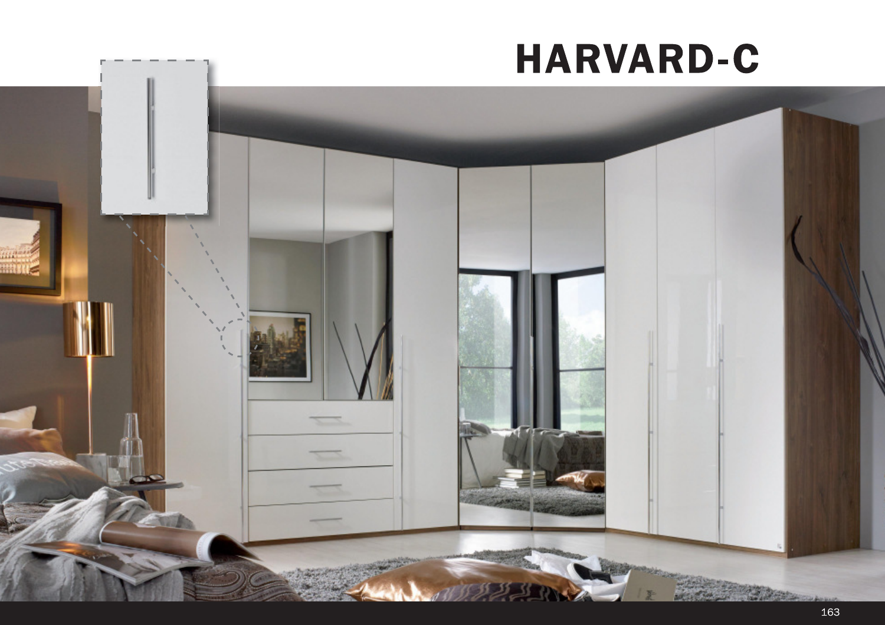# HARVARD-C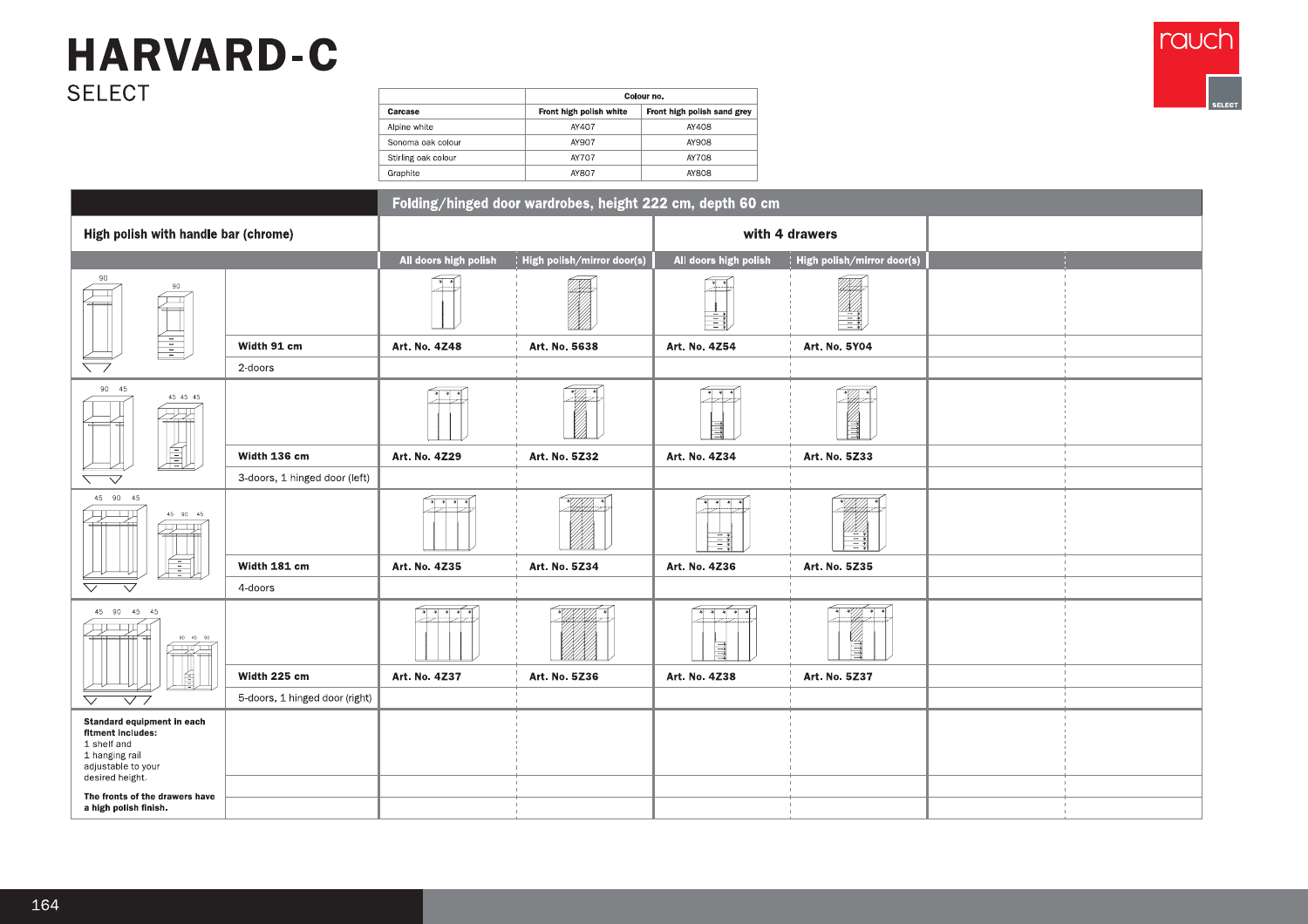# HARVARD-C

SELECT

rauch SELECT

| | Colour no. | |
|---|---|---|
| **Carcase** | **Front high polish white** | **Front high polish sand grey** |
| Alpine white | AY407 | AY408 |
| Sonoma oak colour | AY907 | AY908 |
| Stirling oak colour | AY707 | AY708 |
| Graphite | AY807 | AY808 |

| | | **Folding/hinged door wardrobes, height 222 cm, depth 60 cm** | | | | | |
|---|---|---|---|---|---|---|---|
| **High polish with handle bar (chrome)** | | | | **with 4 drawers** | | | |
| | | **All doors high polish** | **High polish/mirror door(s)** | **All doors high polish** | **High polish/mirror door(s)** | | |
| 90 / 90 | **Width 91 cm** | **Art. No. 4Z48** | **Art. No. 5638** | **Art. No. 4Z54** | **Art. No. 5Y04** | | |
| | 2-doors | | | | | | |
| 90 45 / 45 45 45 | **Width 136 cm** | **Art. No. 4Z29** | **Art. No. 5Z32** | **Art. No. 4Z34** | **Art. No. 5Z33** | | |
| | 3-doors, 1 hinged door (left) | | | | | | |
| 45 90 45 / 45 90 45 | **Width 181 cm** | **Art. No. 4Z35** | **Art. No. 5Z34** | **Art. No. 4Z36** | **Art. No. 5Z35** | | |
| | 4-doors | | | | | | |
| 45 90 45 45 / 90 45 90 | **Width 225 cm** | **Art. No. 4Z37** | **Art. No. 5Z36** | **Art. No. 4Z38** | **Art. No. 5Z37** | | |
| | 5-doors, 1 hinged door (right) | | | | | | |
| **Standard equipment in each fitment includes:** 1 shelf and 1 hanging rail adjustable to your desired height. **The fronts of the drawers have a high polish finish.** | | | | | | | |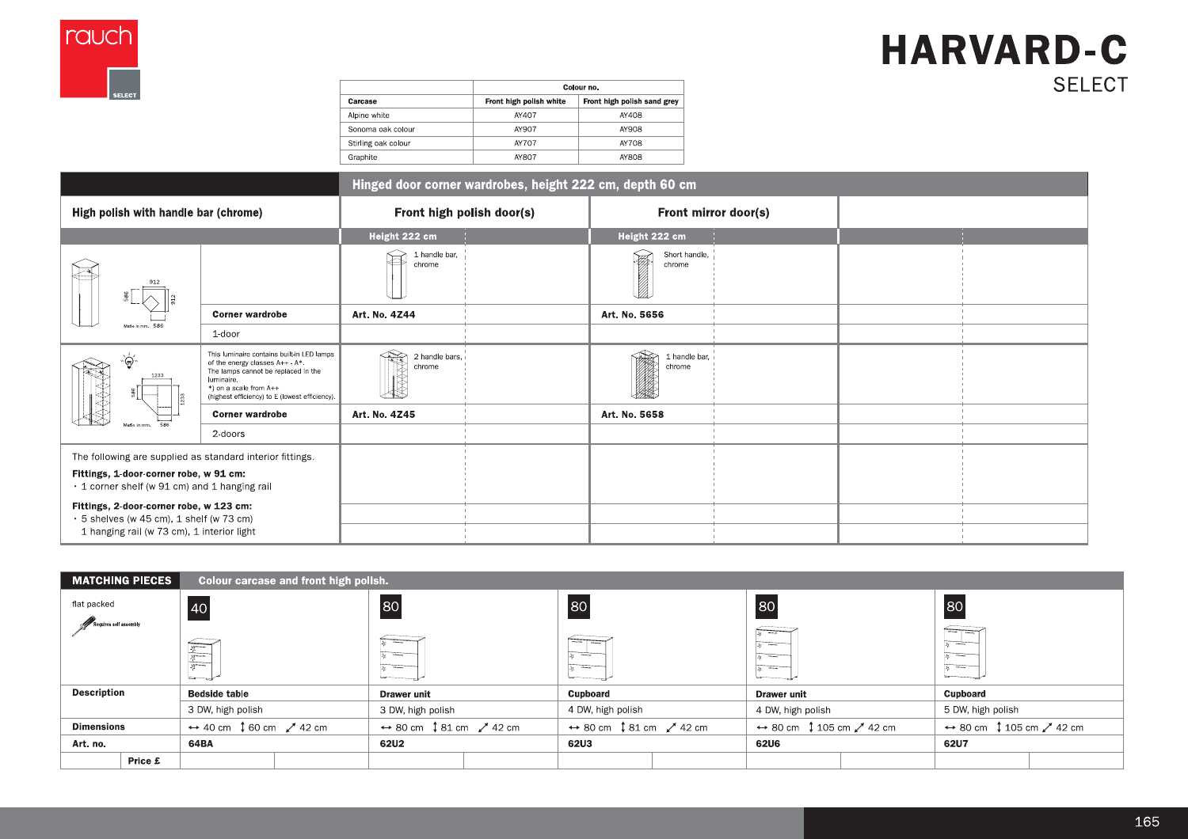# HARVARD-C

SELECT

| | Colour no. | |
|---|---|---|
| Carcase | Front high polish white | Front high polish sand grey |
| Alpine white | AY407 | AY408 |
| Sonoma oak colour | AY907 | AY908 |
| Stirling oak colour | AY707 | AY708 |
| Graphite | AY807 | AY808 |

## Hinged door corner wardrobes, height 222 cm, depth 60 cm

| High polish with handle bar (chrome) | | Front high polish door(s) | Front mirror door(s) |
|---|---|---|---|
| | | Height 222 cm | Height 222 cm |
| Made in mm. 912 / 586 / 912 / 586 | | 1 handle bar, chrome | Short handle, chrome |
| | Corner wardrobe | Art. No. 4Z44 | Art. No. 5656 |
| | 1-door | | |
| Made in mm. 1233 / 586 / 1233 / 586 | This luminaire contains built-in LED lamps of the energy classes A++ - A*. The lamps cannot be replaced in the luminaire. *) on a scale from A++ (highest efficiency) to E (lowest efficiency). | 2 handle bars, chrome | 1 handle bar, chrome |
| | Corner wardrobe | Art. No. 4Z45 | Art. No. 5658 |
| | 2-doors | | |

The following are supplied as standard interior fittings.

**Fittings, 1-door-corner robe, w 91 cm:**
- 1 corner shelf (w 91 cm) and 1 hanging rail

**Fittings, 2-door-corner robe, w 123 cm:**
- 5 shelves (w 45 cm), 1 shelf (w 73 cm) 1 hanging rail (w 73 cm), 1 interior light

| MATCHING PIECES | Colour carcase and front high polish. | | | | |
|---|---|---|---|---|---|
| flat packed / Requires self assembly | 40 | 80 | 80 | 80 | 80 |
| **Description** | **Bedside table** | **Drawer unit** | **Cupboard** | **Drawer unit** | **Cupboard** |
| | 3 DW, high polish | 3 DW, high polish | 4 DW, high polish | 4 DW, high polish | 5 DW, high polish |
| **Dimensions** | ↔ 40 cm ↕ 60 cm ⤢ 42 cm | ↔ 80 cm ↕ 81 cm ⤢ 42 cm | ↔ 80 cm ↕ 81 cm ⤢ 42 cm | ↔ 80 cm ↕ 105 cm ⤢ 42 cm | ↔ 80 cm ↕ 105 cm ⤢ 42 cm |
| **Art. no.** | **64BA** | **62U2** | **62U3** | **62U6** | **62U7** |
| **Price £** | | | | | |